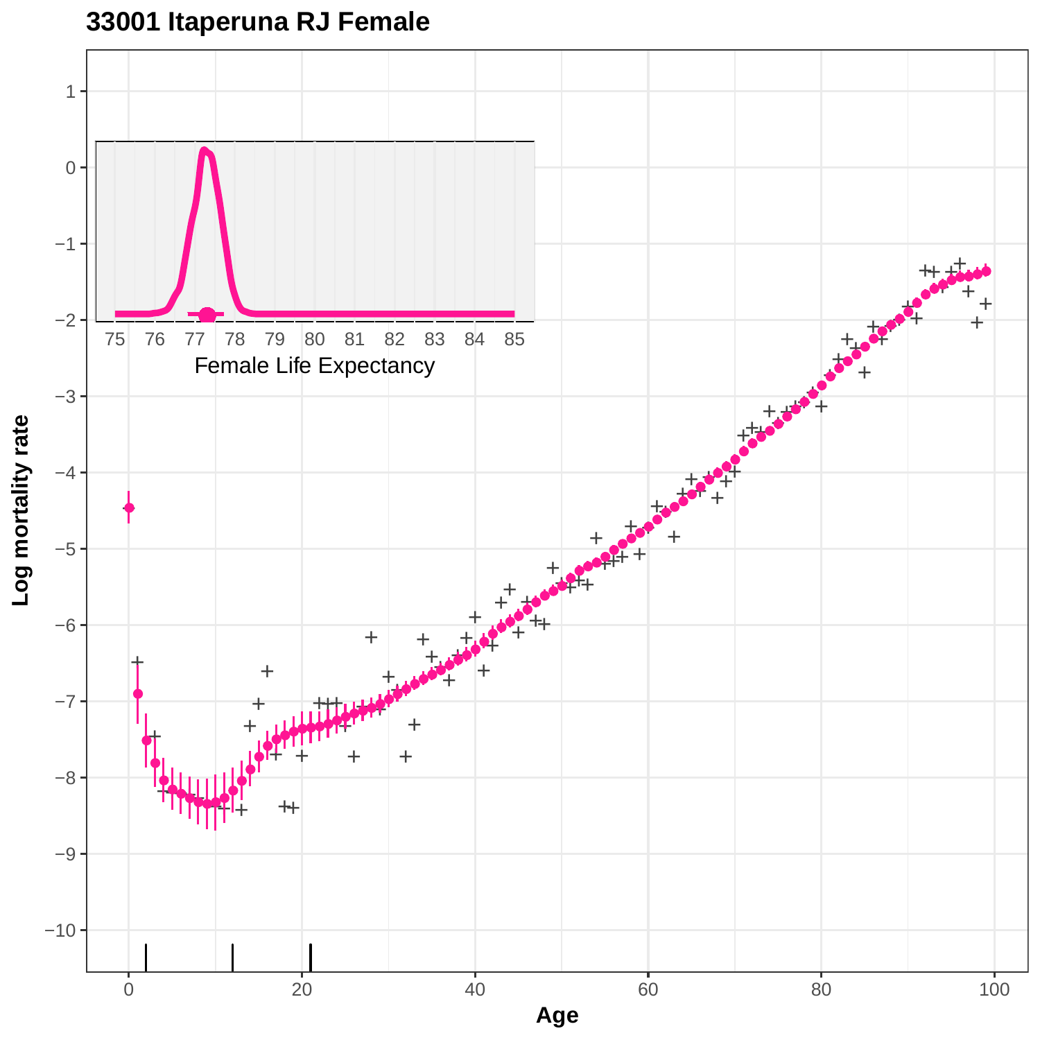**33001 Itaperuna RJ Female**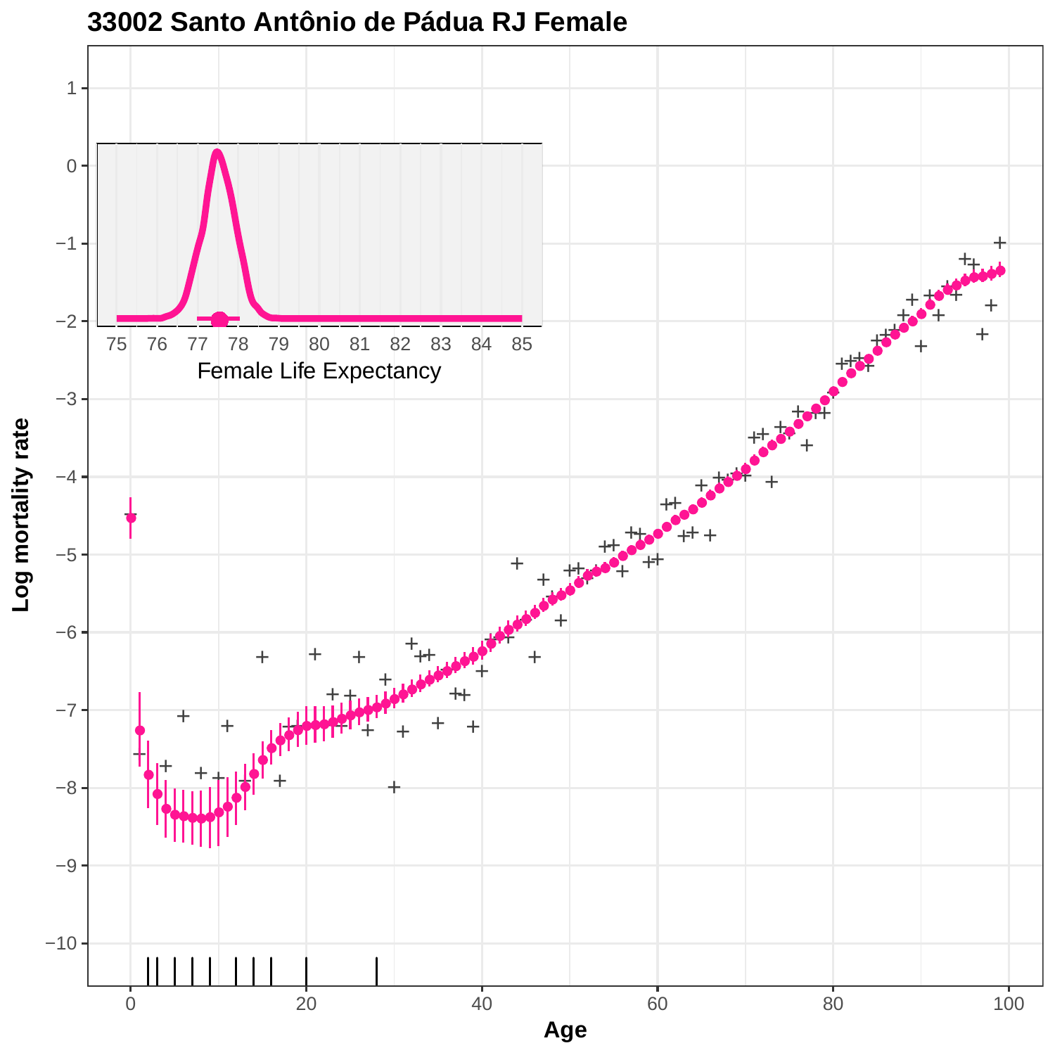# 33002 Santo Antônio de Pádua RJ Female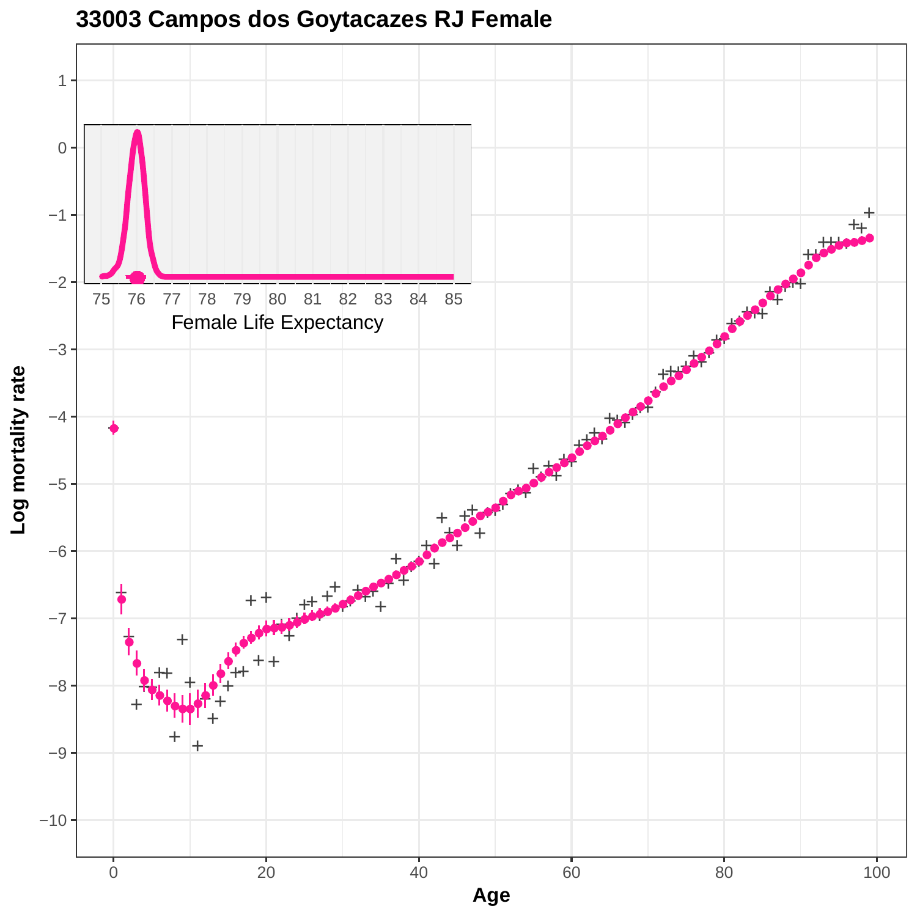# 33003 Campos dos Goytacazes RJ Female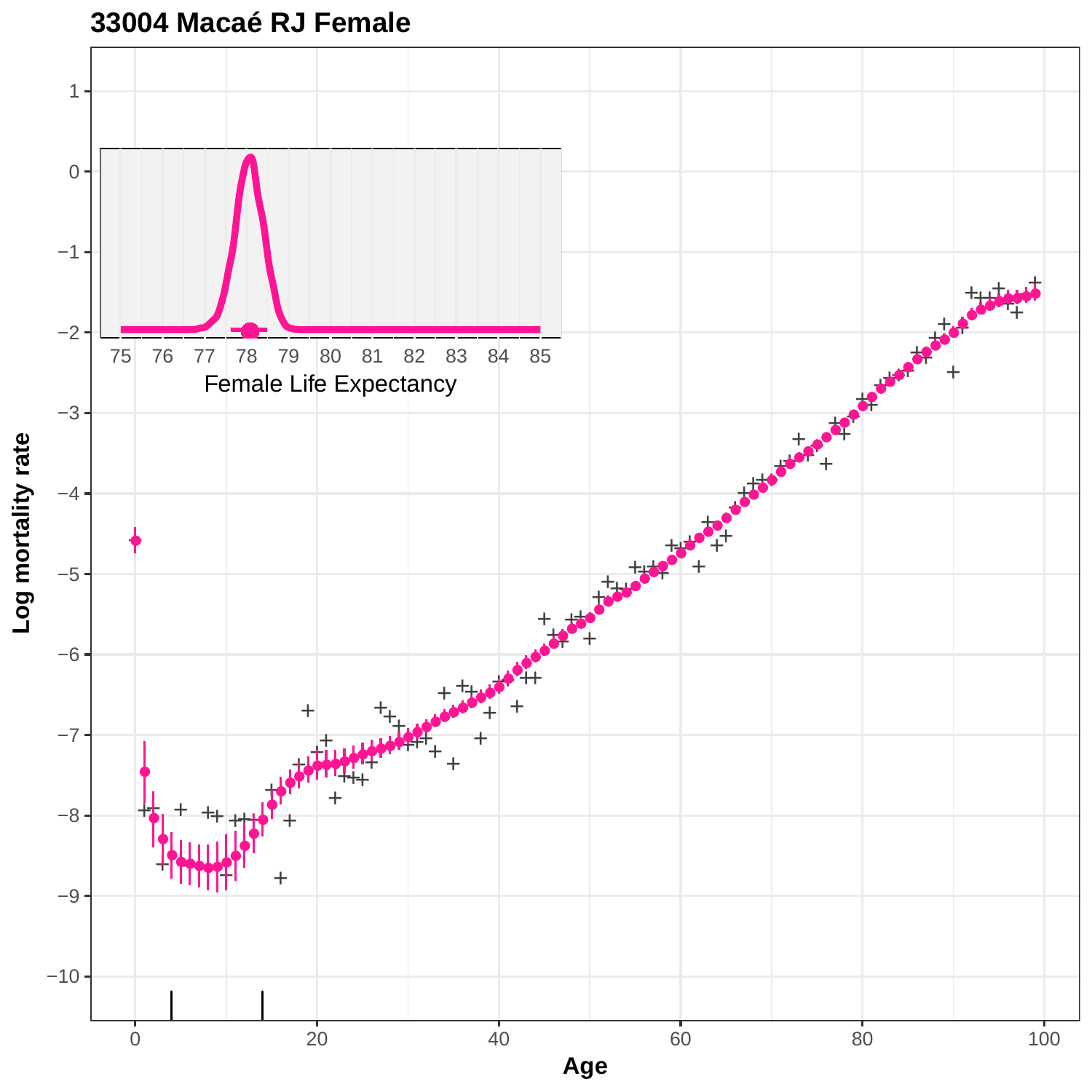# 33004 Macaé RJ Female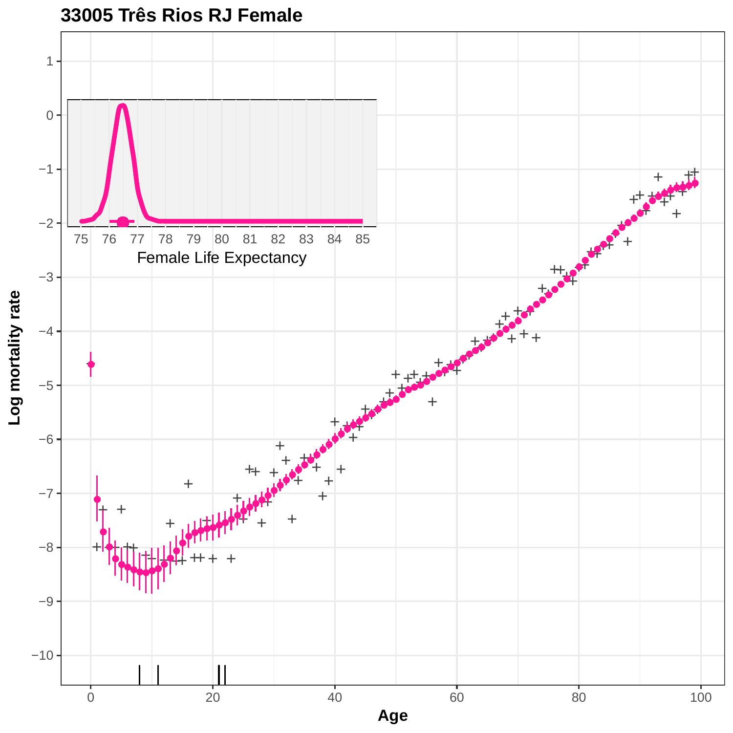# 33005 Três Rios RJ Female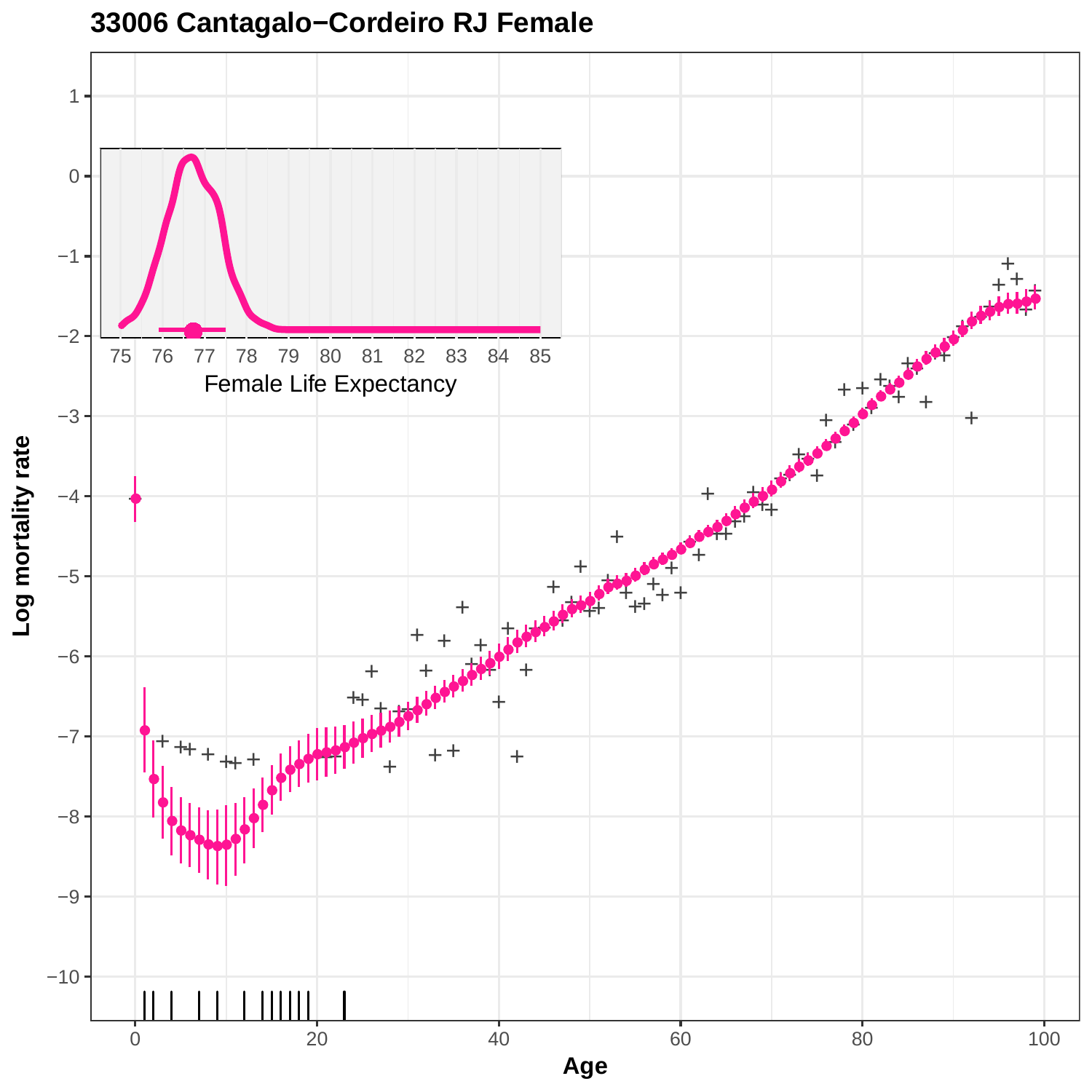# 33006 Cantagalo−Cordeiro RJ Female

Log mortality rate

Age

Female Life Expectancy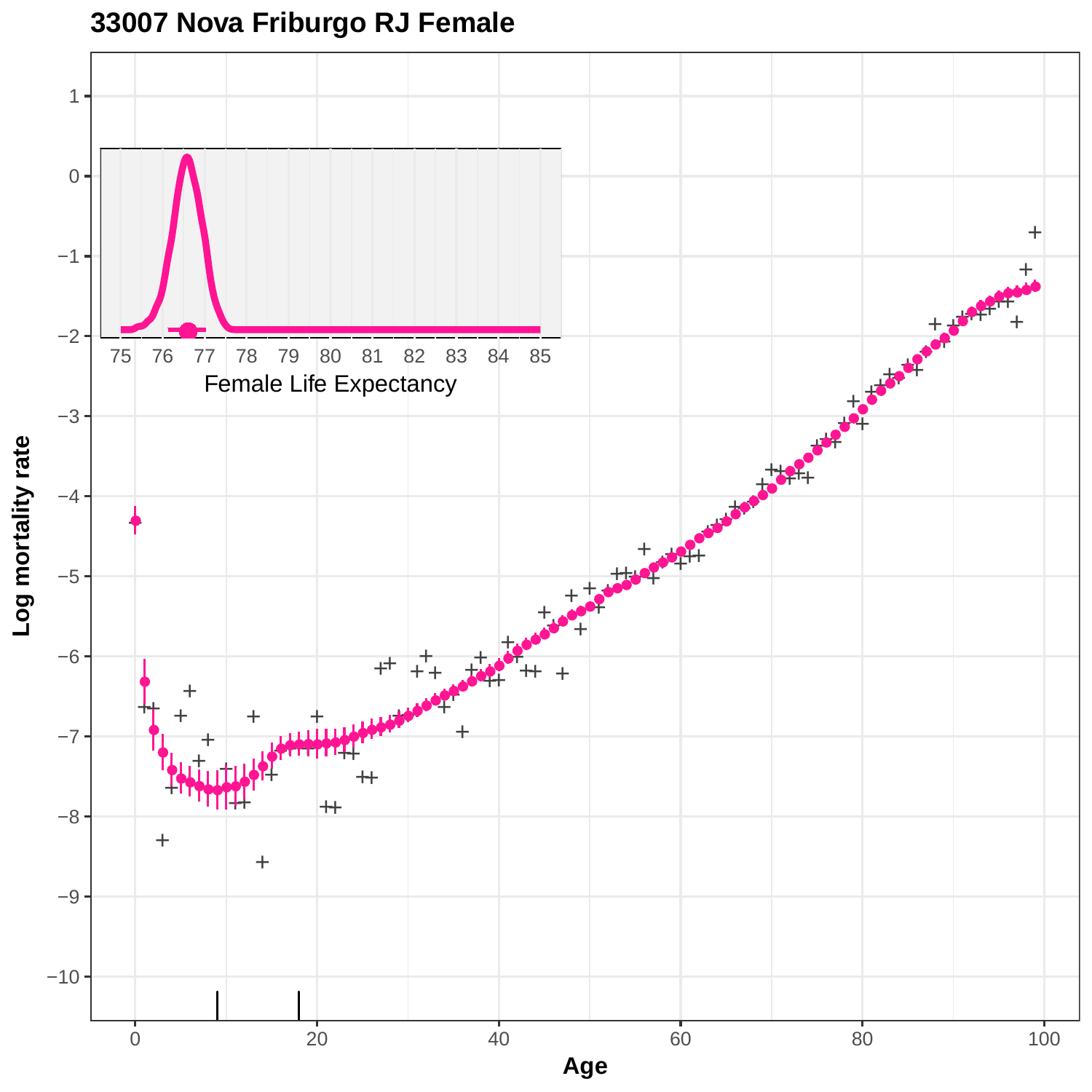# 33007 Nova Friburgo RJ Female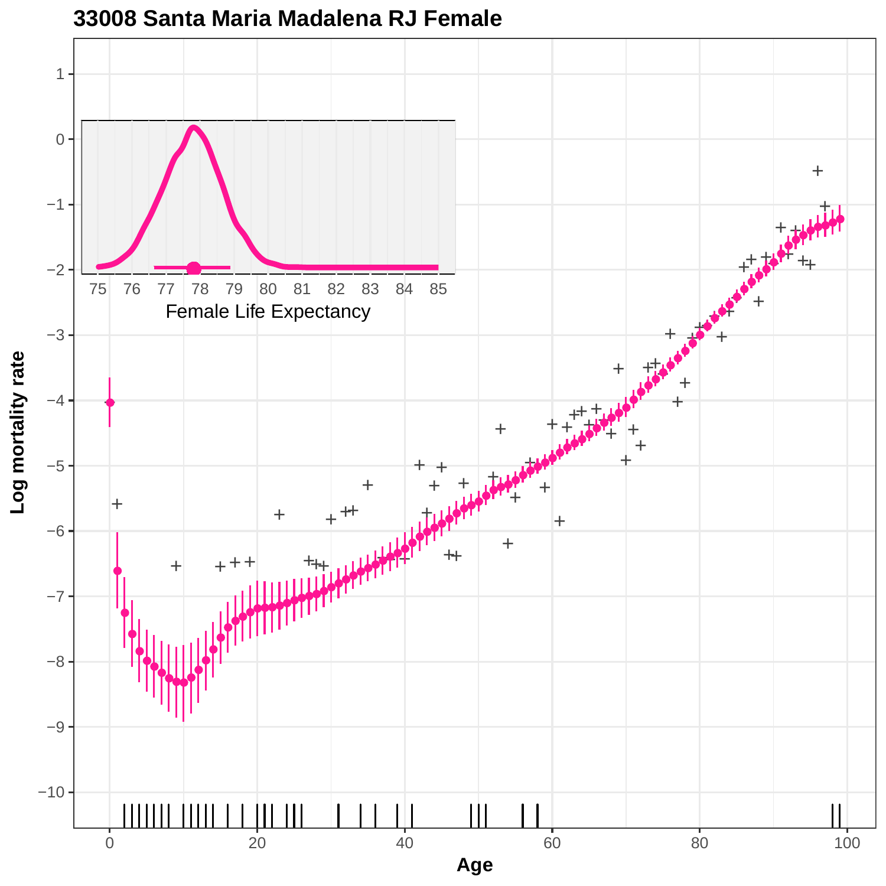# 33008 Santa Maria Madalena RJ Female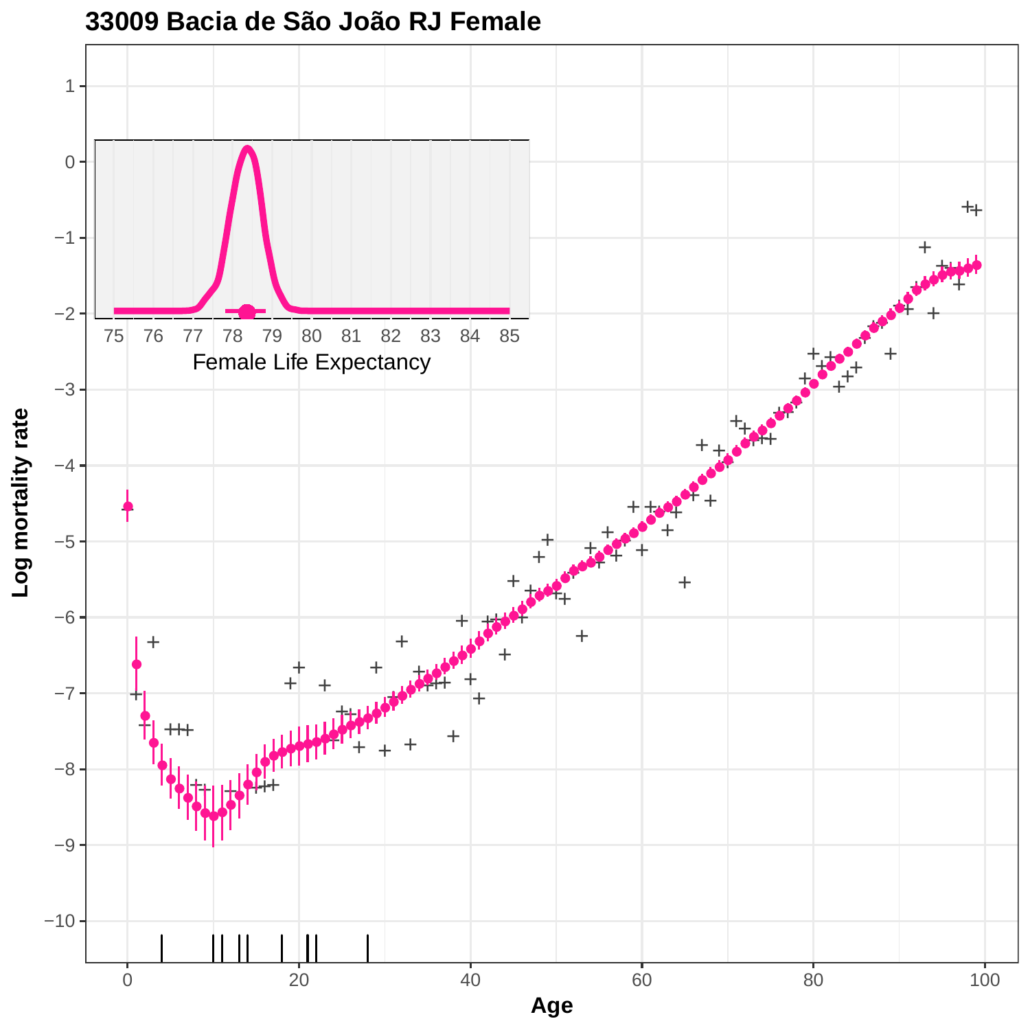# 33009 Bacia de São João RJ Female

Log mortality rate

Age

Female Life Expectancy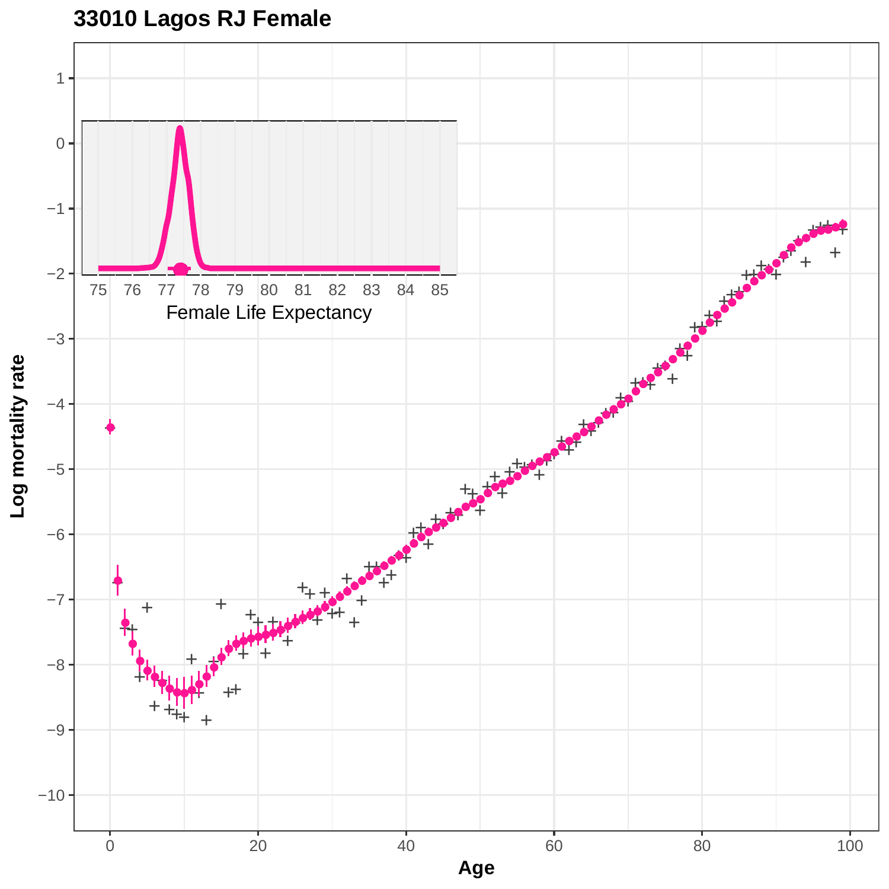**33010 Lagos RJ Female**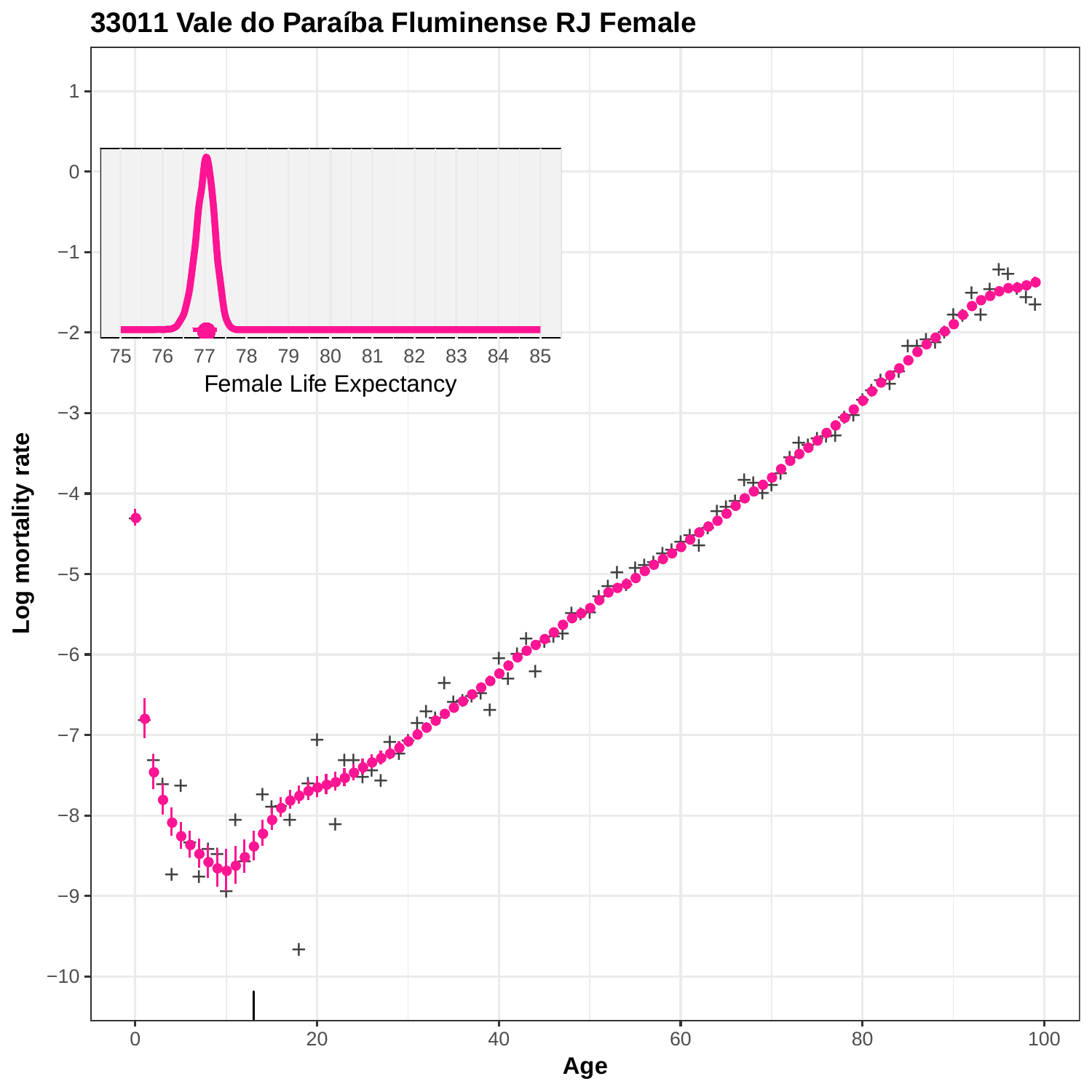# 33011 Vale do Paraíba Fluminense RJ Female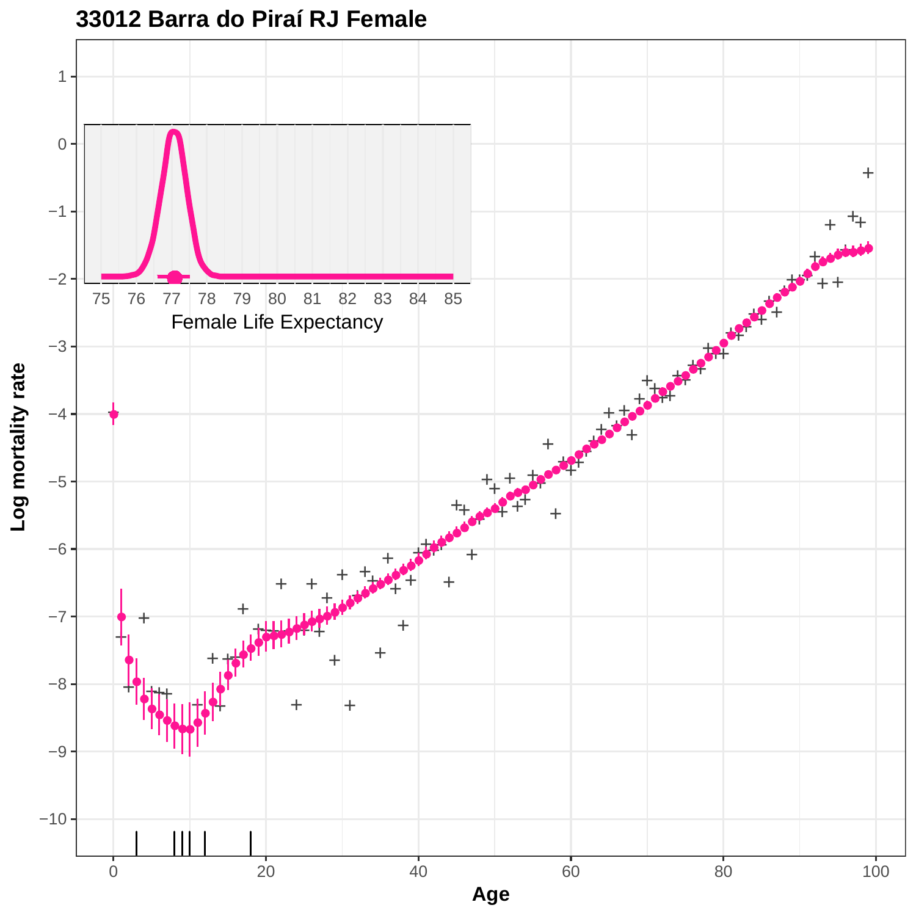## 33012 Barra do Piraí RJ Female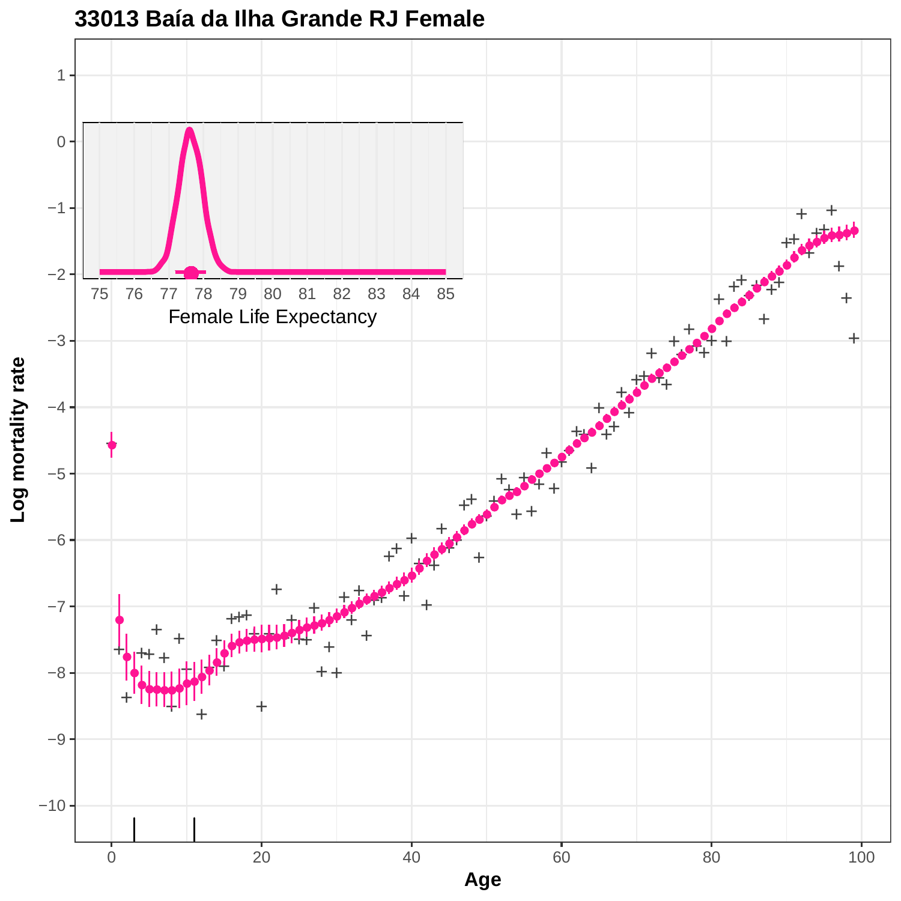# 33013 Baía da Ilha Grande RJ Female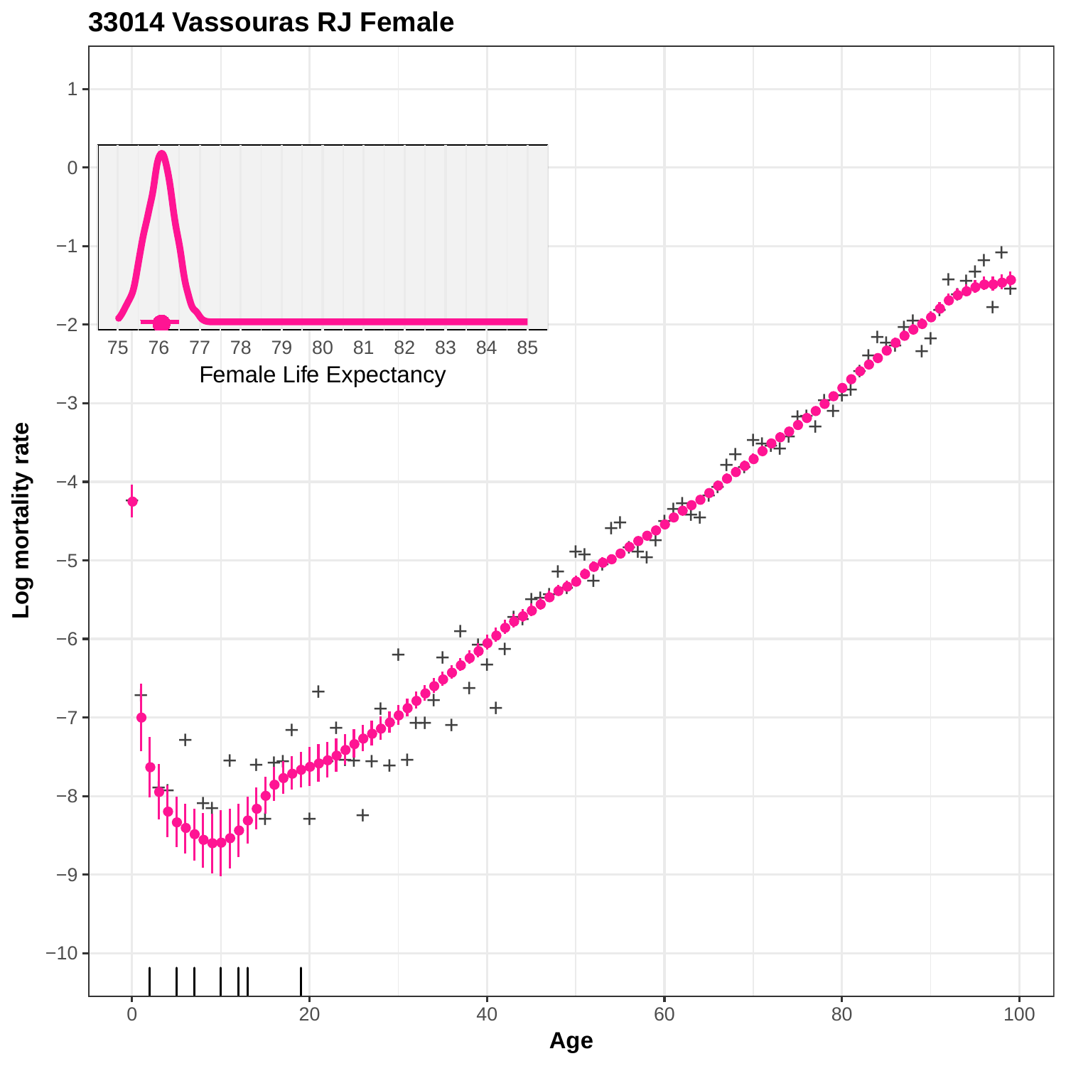**33014 Vassouras RJ Female**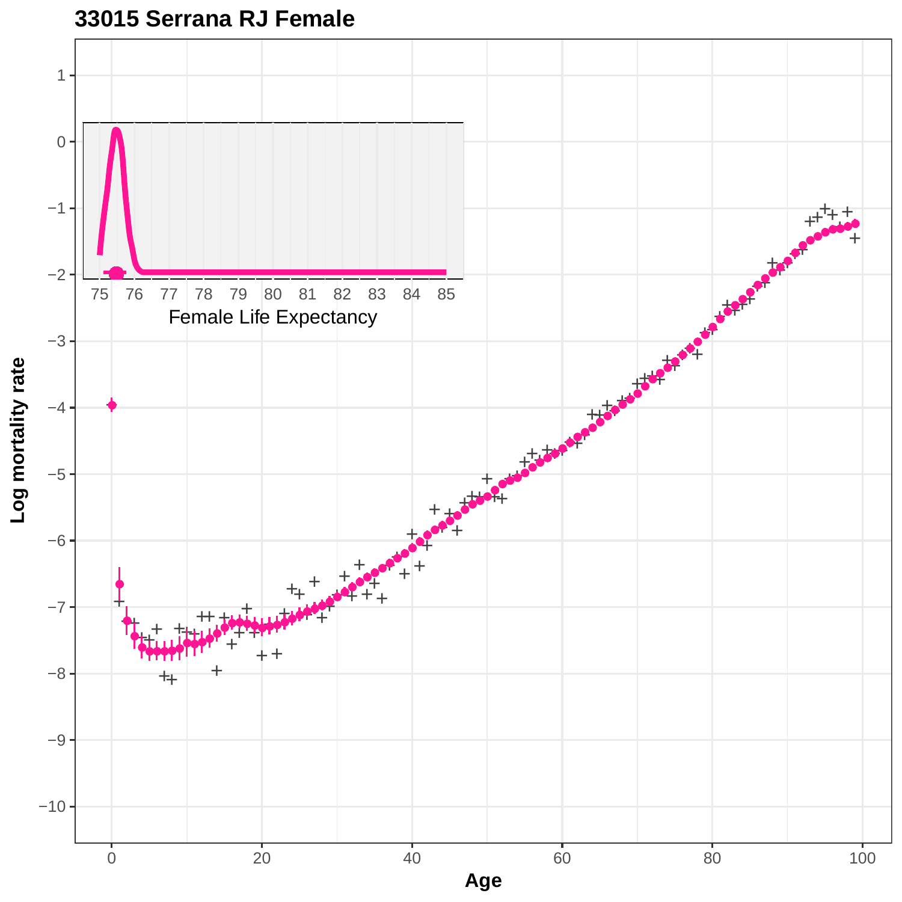# 33015 Serrana RJ Female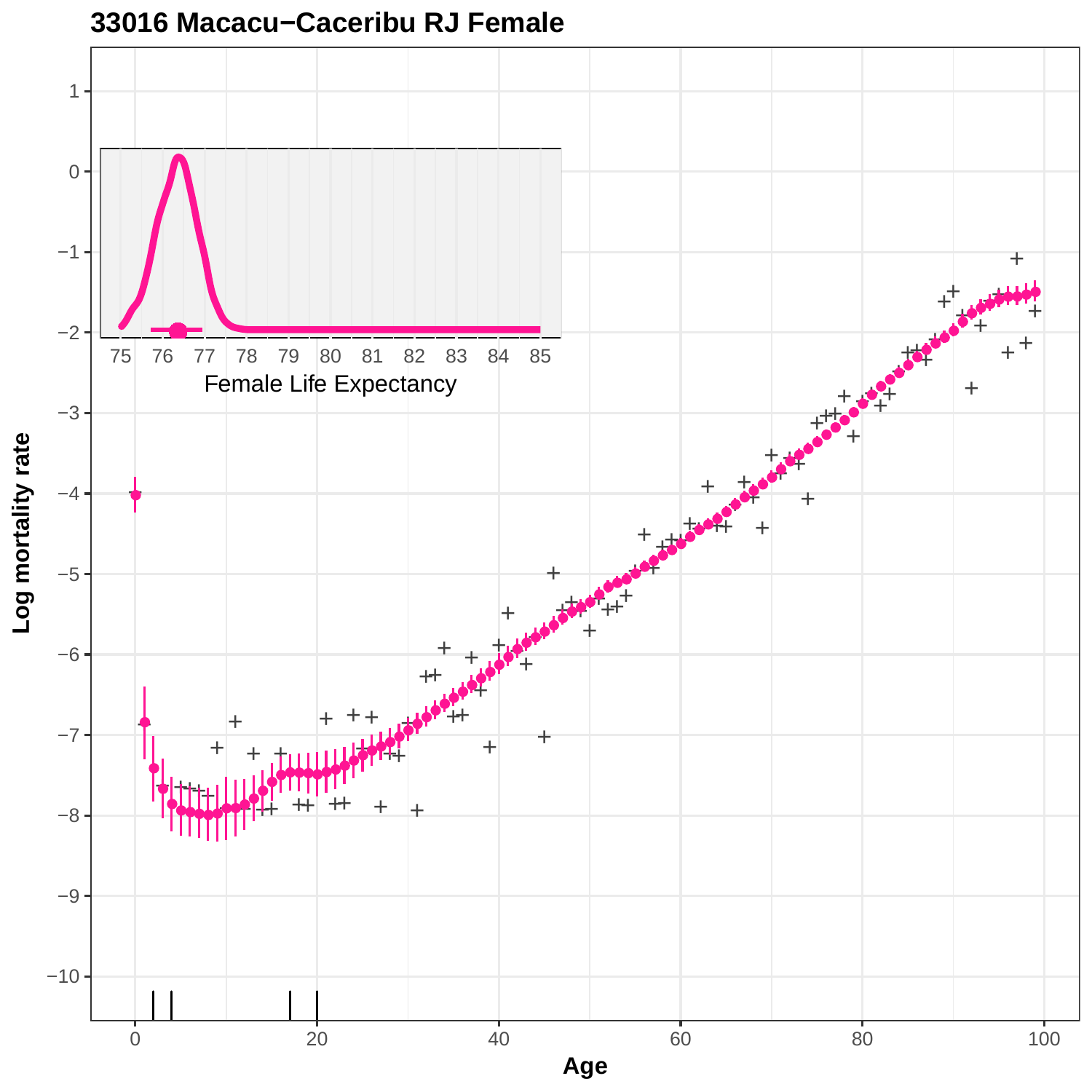# 33016 Macacu−Caceribu RJ Female

Log mortality rate

Age

Female Life Expectancy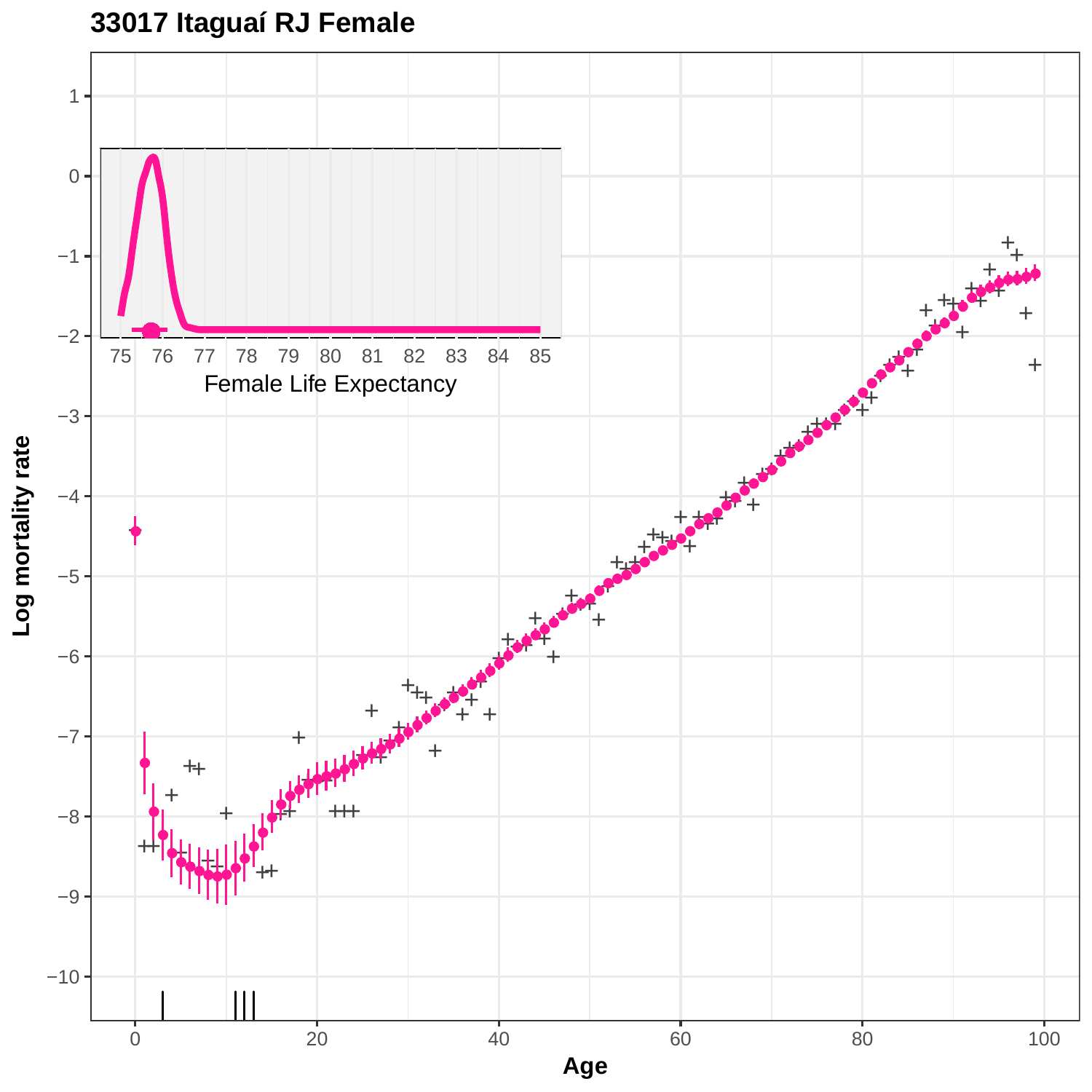# 33017 Itaguaí RJ Female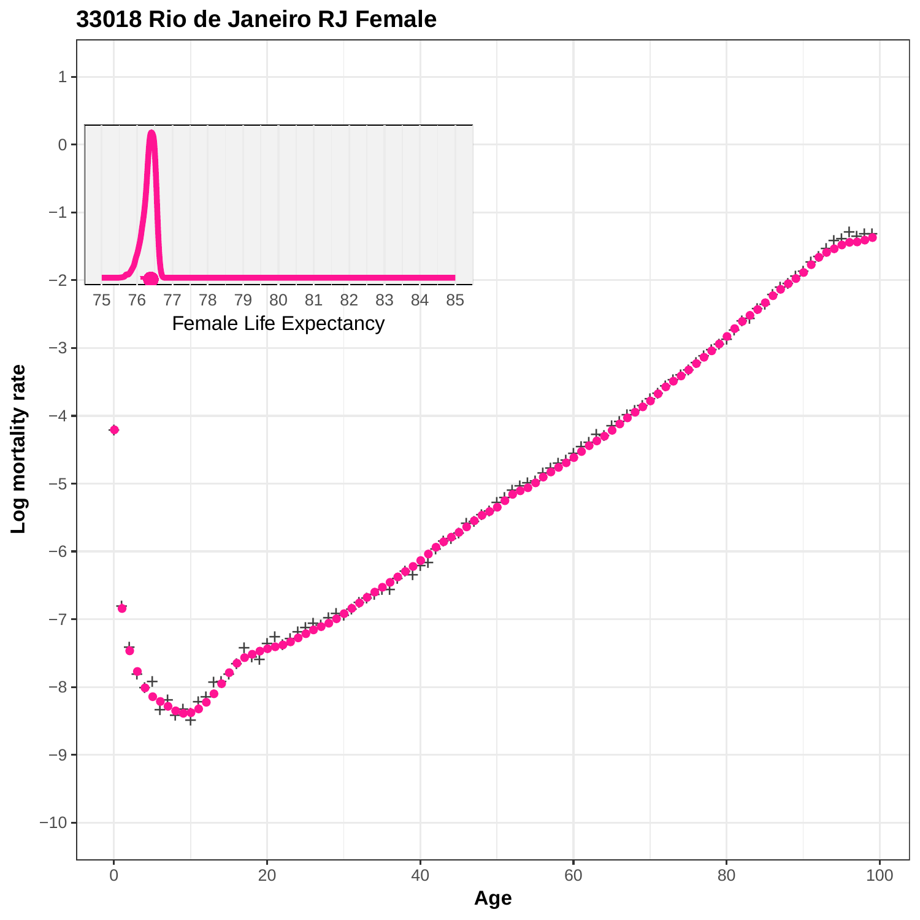**33018 Rio de Janeiro RJ Female**

Log mortality rate

Age

0
20
40
60
80
100

1
0
−1
−2
−3
−4
−5
−6
−7
−8
−9
−10

Female Life Expectancy

75
76
77
78
79
80
81
82
83
84
85